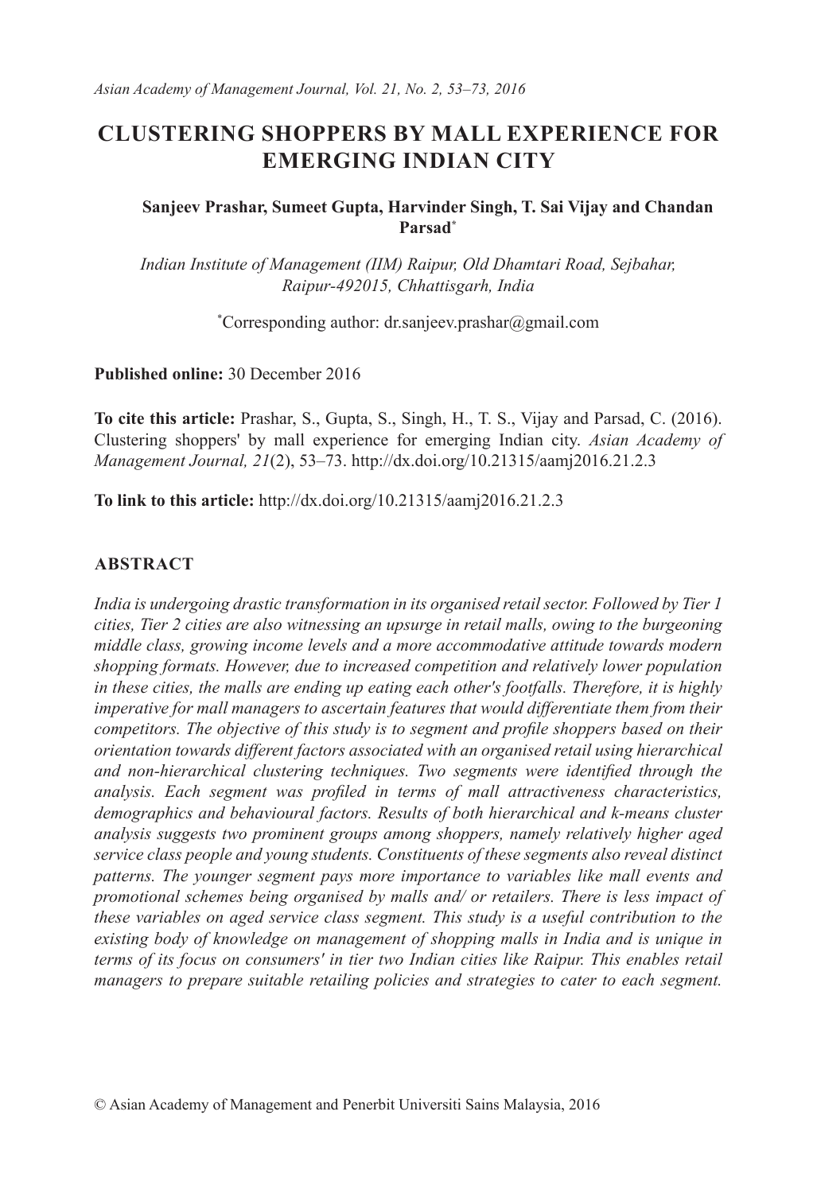# CLUSTERING SHOPPERS BY MALL EXPERIENCE FOR EMERGING INDIAN CITY

**Sanjeev Prashar, Sumeet Gupta, Harvinder Singh, T. Sai Vijay and Chandan Parsad***

*Indian Institute of Management (IIM) Raipur, Old Dhamtari Road, Sejbahar, Raipur-492015, Chhattisgarh, India*

*Corresponding author: dr.sanjeev.prashar@gmail.com

**Published online:** 30 December 2016

**To cite this article:** Prashar, S., Gupta, S., Singh, H., T. S., Vijay and Parsad, C. (2016). Clustering shoppers' by mall experience for emerging Indian city. *Asian Academy of Management Journal, 21*(2), 53–73. http://dx.doi.org/10.21315/aamj2016.21.2.3

**To link to this article:** http://dx.doi.org/10.21315/aamj2016.21.2.3

## ABSTRACT

*India is undergoing drastic transformation in its organised retail sector. Followed by Tier 1 cities, Tier 2 cities are also witnessing an upsurge in retail malls, owing to the burgeoning middle class, growing income levels and a more accommodative attitude towards modern shopping formats. However, due to increased competition and relatively lower population in these cities, the malls are ending up eating each other's footfalls. Therefore, it is highly imperative for mall managers to ascertain features that would differentiate them from their competitors. The objective of this study is to segment and profile shoppers based on their orientation towards different factors associated with an organised retail using hierarchical and non-hierarchical clustering techniques. Two segments were identified through the analysis. Each segment was profiled in terms of mall attractiveness characteristics, demographics and behavioural factors. Results of both hierarchical and k-means cluster analysis suggests two prominent groups among shoppers, namely relatively higher aged service class people and young students. Constituents of these segments also reveal distinct patterns. The younger segment pays more importance to variables like mall events and promotional schemes being organised by malls and/ or retailers. There is less impact of these variables on aged service class segment. This study is a useful contribution to the existing body of knowledge on management of shopping malls in India and is unique in terms of its focus on consumers' in tier two Indian cities like Raipur. This enables retail managers to prepare suitable retailing policies and strategies to cater to each segment.*

© Asian Academy of Management and Penerbit Universiti Sains Malaysia, 2016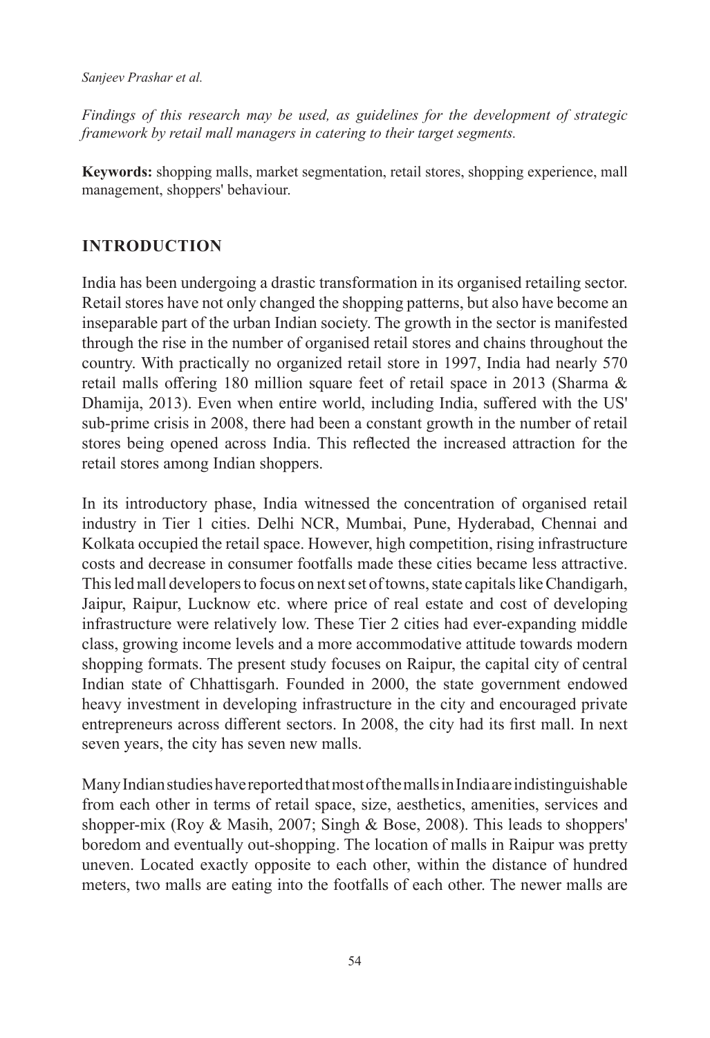*Findings of this research may be used, as guidelines for the development of strategic framework by retail mall managers in catering to their target segments.*

**Keywords:** shopping malls, market segmentation, retail stores, shopping experience, mall management, shoppers' behaviour.

## INTRODUCTION

India has been undergoing a drastic transformation in its organised retailing sector. Retail stores have not only changed the shopping patterns, but also have become an inseparable part of the urban Indian society. The growth in the sector is manifested through the rise in the number of organised retail stores and chains throughout the country. With practically no organized retail store in 1997, India had nearly 570 retail malls offering 180 million square feet of retail space in 2013 (Sharma & Dhamija, 2013). Even when entire world, including India, suffered with the US' sub-prime crisis in 2008, there had been a constant growth in the number of retail stores being opened across India. This reflected the increased attraction for the retail stores among Indian shoppers.

In its introductory phase, India witnessed the concentration of organised retail industry in Tier 1 cities. Delhi NCR, Mumbai, Pune, Hyderabad, Chennai and Kolkata occupied the retail space. However, high competition, rising infrastructure costs and decrease in consumer footfalls made these cities became less attractive. This led mall developers to focus on next set of towns, state capitals like Chandigarh, Jaipur, Raipur, Lucknow etc. where price of real estate and cost of developing infrastructure were relatively low. These Tier 2 cities had ever-expanding middle class, growing income levels and a more accommodative attitude towards modern shopping formats. The present study focuses on Raipur, the capital city of central Indian state of Chhattisgarh. Founded in 2000, the state government endowed heavy investment in developing infrastructure in the city and encouraged private entrepreneurs across different sectors. In 2008, the city had its first mall. In next seven years, the city has seven new malls.

Many Indian studies have reported that most of the malls in India are indistinguishable from each other in terms of retail space, size, aesthetics, amenities, services and shopper-mix (Roy & Masih, 2007; Singh & Bose, 2008). This leads to shoppers' boredom and eventually out-shopping. The location of malls in Raipur was pretty uneven. Located exactly opposite to each other, within the distance of hundred meters, two malls are eating into the footfalls of each other. The newer malls are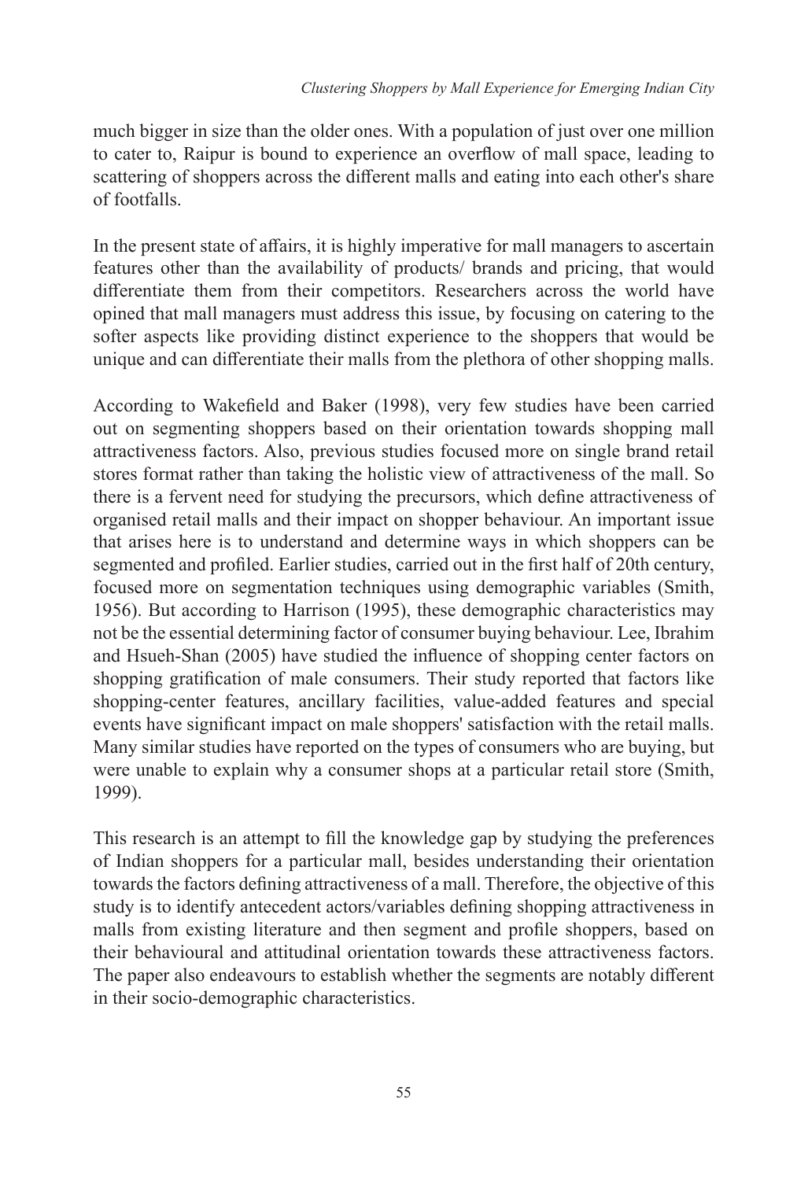much bigger in size than the older ones. With a population of just over one million to cater to, Raipur is bound to experience an overflow of mall space, leading to scattering of shoppers across the different malls and eating into each other's share of footfalls.

In the present state of affairs, it is highly imperative for mall managers to ascertain features other than the availability of products/ brands and pricing, that would differentiate them from their competitors. Researchers across the world have opined that mall managers must address this issue, by focusing on catering to the softer aspects like providing distinct experience to the shoppers that would be unique and can differentiate their malls from the plethora of other shopping malls.

According to Wakefield and Baker (1998), very few studies have been carried out on segmenting shoppers based on their orientation towards shopping mall attractiveness factors. Also, previous studies focused more on single brand retail stores format rather than taking the holistic view of attractiveness of the mall. So there is a fervent need for studying the precursors, which define attractiveness of organised retail malls and their impact on shopper behaviour. An important issue that arises here is to understand and determine ways in which shoppers can be segmented and profiled. Earlier studies, carried out in the first half of 20th century, focused more on segmentation techniques using demographic variables (Smith, 1956). But according to Harrison (1995), these demographic characteristics may not be the essential determining factor of consumer buying behaviour. Lee, Ibrahim and Hsueh-Shan (2005) have studied the influence of shopping center factors on shopping gratification of male consumers. Their study reported that factors like shopping-center features, ancillary facilities, value-added features and special events have significant impact on male shoppers' satisfaction with the retail malls. Many similar studies have reported on the types of consumers who are buying, but were unable to explain why a consumer shops at a particular retail store (Smith, 1999).

This research is an attempt to fill the knowledge gap by studying the preferences of Indian shoppers for a particular mall, besides understanding their orientation towards the factors defining attractiveness of a mall. Therefore, the objective of this study is to identify antecedent actors/variables defining shopping attractiveness in malls from existing literature and then segment and profile shoppers, based on their behavioural and attitudinal orientation towards these attractiveness factors. The paper also endeavours to establish whether the segments are notably different in their socio-demographic characteristics.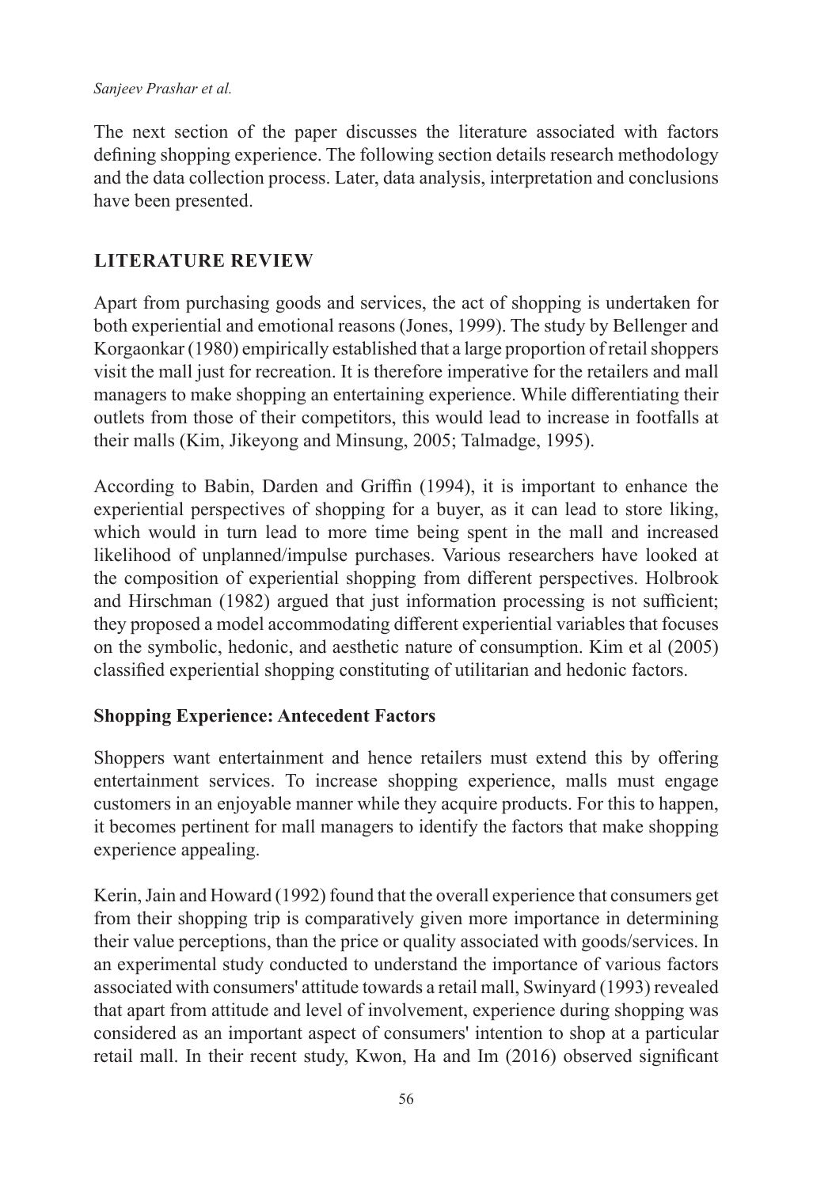The next section of the paper discusses the literature associated with factors defining shopping experience. The following section details research methodology and the data collection process. Later, data analysis, interpretation and conclusions have been presented.

## LITERATURE REVIEW

Apart from purchasing goods and services, the act of shopping is undertaken for both experiential and emotional reasons (Jones, 1999). The study by Bellenger and Korgaonkar (1980) empirically established that a large proportion of retail shoppers visit the mall just for recreation. It is therefore imperative for the retailers and mall managers to make shopping an entertaining experience. While differentiating their outlets from those of their competitors, this would lead to increase in footfalls at their malls (Kim, Jikeyong and Minsung, 2005; Talmadge, 1995).

According to Babin, Darden and Griffin (1994), it is important to enhance the experiential perspectives of shopping for a buyer, as it can lead to store liking, which would in turn lead to more time being spent in the mall and increased likelihood of unplanned/impulse purchases. Various researchers have looked at the composition of experiential shopping from different perspectives. Holbrook and Hirschman (1982) argued that just information processing is not sufficient; they proposed a model accommodating different experiential variables that focuses on the symbolic, hedonic, and aesthetic nature of consumption. Kim et al (2005) classified experiential shopping constituting of utilitarian and hedonic factors.

### Shopping Experience: Antecedent Factors

Shoppers want entertainment and hence retailers must extend this by offering entertainment services. To increase shopping experience, malls must engage customers in an enjoyable manner while they acquire products. For this to happen, it becomes pertinent for mall managers to identify the factors that make shopping experience appealing.

Kerin, Jain and Howard (1992) found that the overall experience that consumers get from their shopping trip is comparatively given more importance in determining their value perceptions, than the price or quality associated with goods/services. In an experimental study conducted to understand the importance of various factors associated with consumers' attitude towards a retail mall, Swinyard (1993) revealed that apart from attitude and level of involvement, experience during shopping was considered as an important aspect of consumers' intention to shop at a particular retail mall. In their recent study, Kwon, Ha and Im (2016) observed significant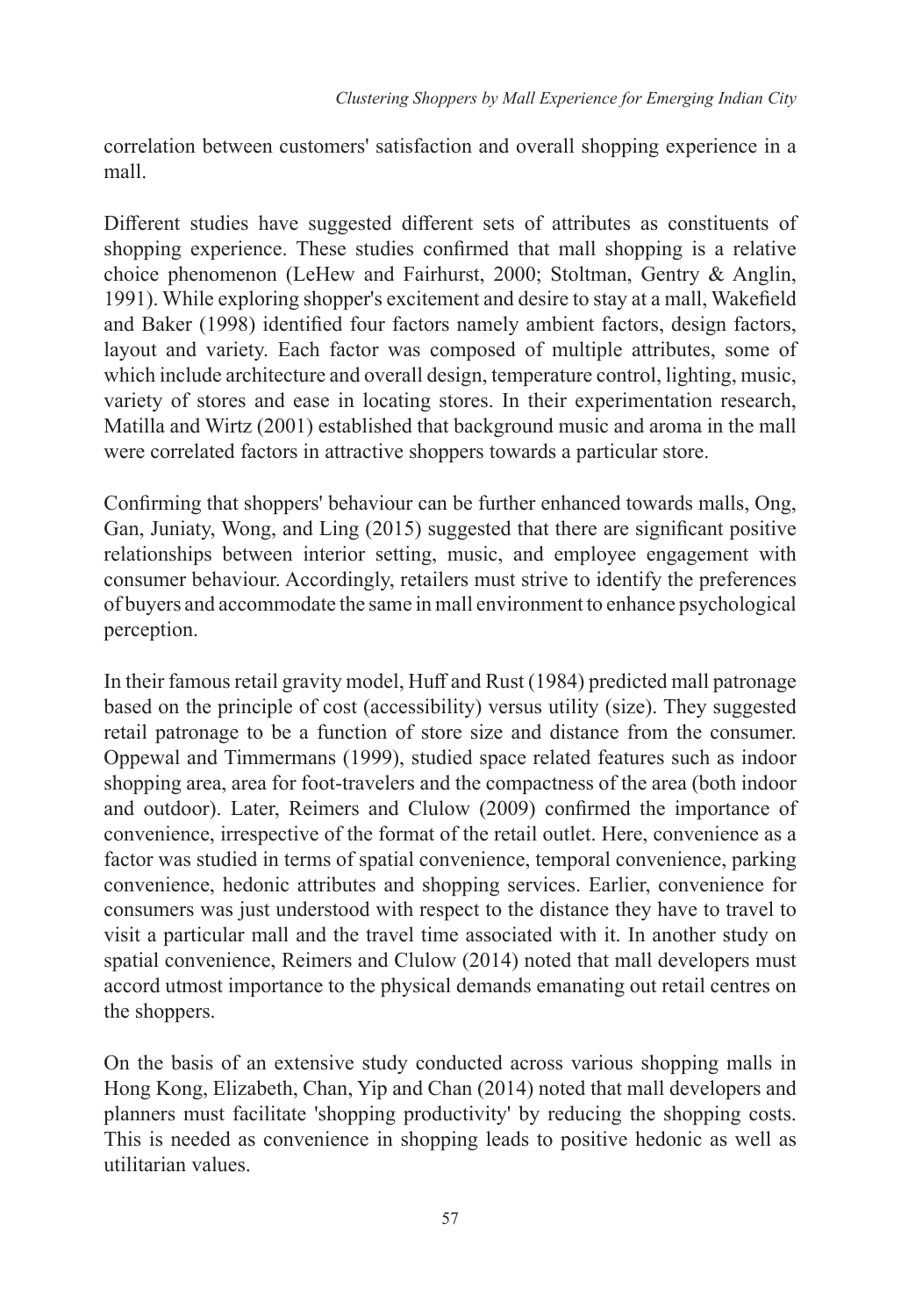correlation between customers' satisfaction and overall shopping experience in a mall.

Different studies have suggested different sets of attributes as constituents of shopping experience. These studies confirmed that mall shopping is a relative choice phenomenon (LeHew and Fairhurst, 2000; Stoltman, Gentry & Anglin, 1991). While exploring shopper's excitement and desire to stay at a mall, Wakefield and Baker (1998) identified four factors namely ambient factors, design factors, layout and variety. Each factor was composed of multiple attributes, some of which include architecture and overall design, temperature control, lighting, music, variety of stores and ease in locating stores. In their experimentation research, Matilla and Wirtz (2001) established that background music and aroma in the mall were correlated factors in attractive shoppers towards a particular store.

Confirming that shoppers' behaviour can be further enhanced towards malls, Ong, Gan, Juniaty, Wong, and Ling (2015) suggested that there are significant positive relationships between interior setting, music, and employee engagement with consumer behaviour. Accordingly, retailers must strive to identify the preferences of buyers and accommodate the same in mall environment to enhance psychological perception.

In their famous retail gravity model, Huff and Rust (1984) predicted mall patronage based on the principle of cost (accessibility) versus utility (size). They suggested retail patronage to be a function of store size and distance from the consumer. Oppewal and Timmermans (1999), studied space related features such as indoor shopping area, area for foot-travelers and the compactness of the area (both indoor and outdoor). Later, Reimers and Clulow (2009) confirmed the importance of convenience, irrespective of the format of the retail outlet. Here, convenience as a factor was studied in terms of spatial convenience, temporal convenience, parking convenience, hedonic attributes and shopping services. Earlier, convenience for consumers was just understood with respect to the distance they have to travel to visit a particular mall and the travel time associated with it. In another study on spatial convenience, Reimers and Clulow (2014) noted that mall developers must accord utmost importance to the physical demands emanating out retail centres on the shoppers.

On the basis of an extensive study conducted across various shopping malls in Hong Kong, Elizabeth, Chan, Yip and Chan (2014) noted that mall developers and planners must facilitate 'shopping productivity' by reducing the shopping costs. This is needed as convenience in shopping leads to positive hedonic as well as utilitarian values.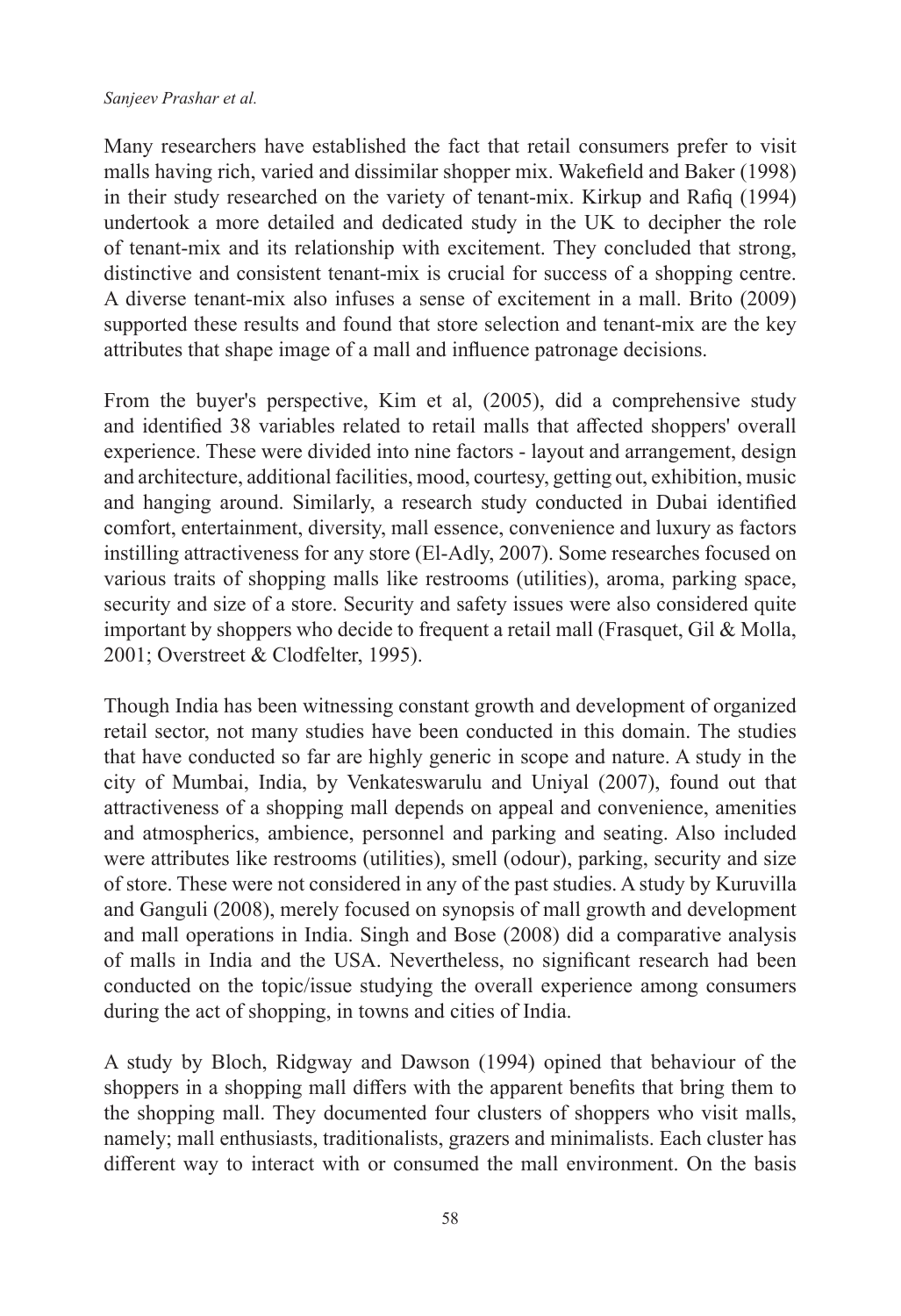Many researchers have established the fact that retail consumers prefer to visit malls having rich, varied and dissimilar shopper mix. Wakefield and Baker (1998) in their study researched on the variety of tenant-mix. Kirkup and Rafiq (1994) undertook a more detailed and dedicated study in the UK to decipher the role of tenant-mix and its relationship with excitement. They concluded that strong, distinctive and consistent tenant-mix is crucial for success of a shopping centre. A diverse tenant-mix also infuses a sense of excitement in a mall. Brito (2009) supported these results and found that store selection and tenant-mix are the key attributes that shape image of a mall and influence patronage decisions.

From the buyer's perspective, Kim et al, (2005), did a comprehensive study and identified 38 variables related to retail malls that affected shoppers' overall experience. These were divided into nine factors - layout and arrangement, design and architecture, additional facilities, mood, courtesy, getting out, exhibition, music and hanging around. Similarly, a research study conducted in Dubai identified comfort, entertainment, diversity, mall essence, convenience and luxury as factors instilling attractiveness for any store (El-Adly, 2007). Some researches focused on various traits of shopping malls like restrooms (utilities), aroma, parking space, security and size of a store. Security and safety issues were also considered quite important by shoppers who decide to frequent a retail mall (Frasquet, Gil & Molla, 2001; Overstreet & Clodfelter, 1995).

Though India has been witnessing constant growth and development of organized retail sector, not many studies have been conducted in this domain. The studies that have conducted so far are highly generic in scope and nature. A study in the city of Mumbai, India, by Venkateswarulu and Uniyal (2007), found out that attractiveness of a shopping mall depends on appeal and convenience, amenities and atmospherics, ambience, personnel and parking and seating. Also included were attributes like restrooms (utilities), smell (odour), parking, security and size of store. These were not considered in any of the past studies. A study by Kuruvilla and Ganguli (2008), merely focused on synopsis of mall growth and development and mall operations in India. Singh and Bose (2008) did a comparative analysis of malls in India and the USA. Nevertheless, no significant research had been conducted on the topic/issue studying the overall experience among consumers during the act of shopping, in towns and cities of India.

A study by Bloch, Ridgway and Dawson (1994) opined that behaviour of the shoppers in a shopping mall differs with the apparent benefits that bring them to the shopping mall. They documented four clusters of shoppers who visit malls, namely; mall enthusiasts, traditionalists, grazers and minimalists. Each cluster has different way to interact with or consumed the mall environment. On the basis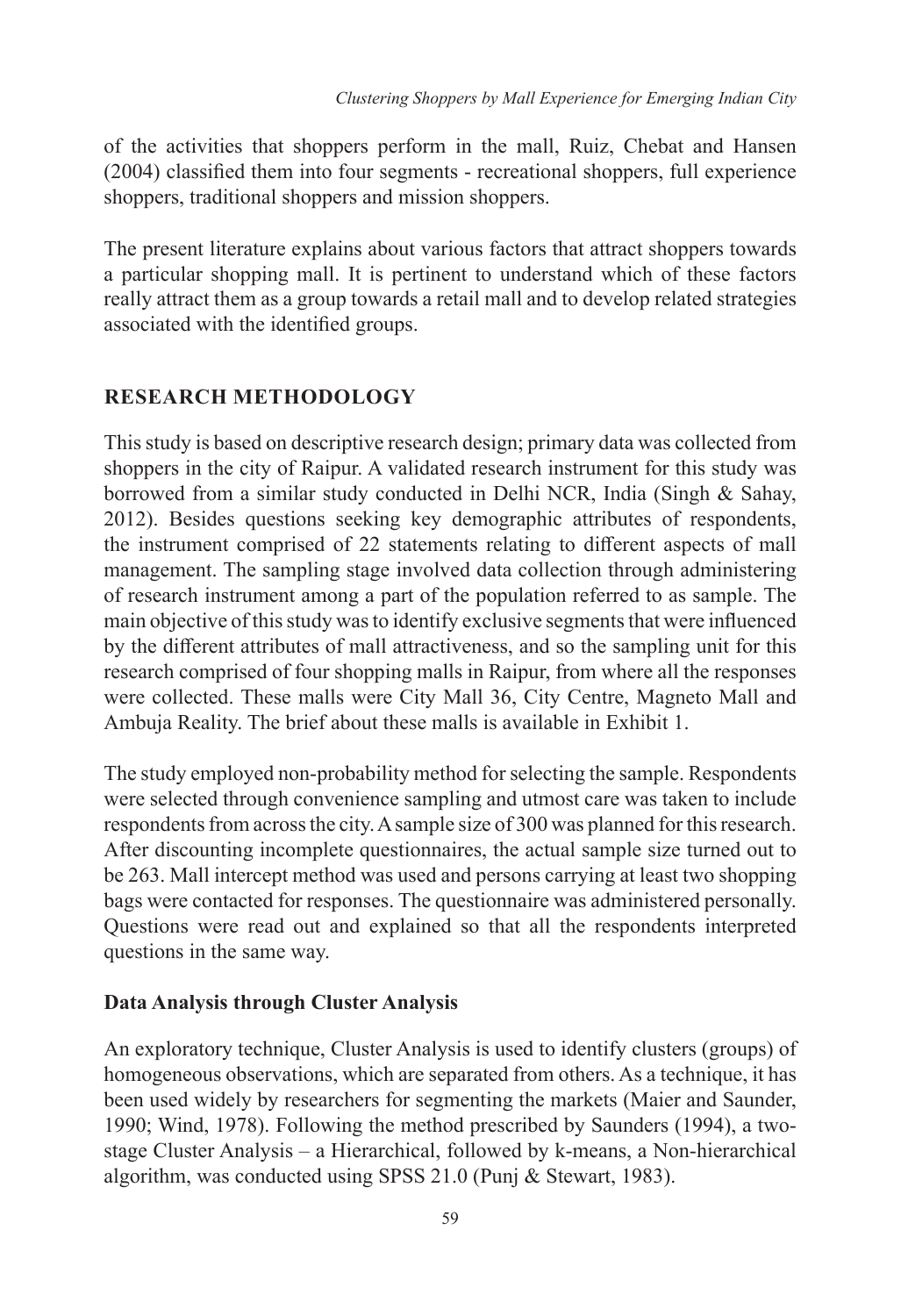of the activities that shoppers perform in the mall, Ruiz, Chebat and Hansen (2004) classified them into four segments - recreational shoppers, full experience shoppers, traditional shoppers and mission shoppers.

The present literature explains about various factors that attract shoppers towards a particular shopping mall. It is pertinent to understand which of these factors really attract them as a group towards a retail mall and to develop related strategies associated with the identified groups.

## RESEARCH METHODOLOGY

This study is based on descriptive research design; primary data was collected from shoppers in the city of Raipur. A validated research instrument for this study was borrowed from a similar study conducted in Delhi NCR, India (Singh & Sahay, 2012). Besides questions seeking key demographic attributes of respondents, the instrument comprised of 22 statements relating to different aspects of mall management. The sampling stage involved data collection through administering of research instrument among a part of the population referred to as sample. The main objective of this study was to identify exclusive segments that were influenced by the different attributes of mall attractiveness, and so the sampling unit for this research comprised of four shopping malls in Raipur, from where all the responses were collected. These malls were City Mall 36, City Centre, Magneto Mall and Ambuja Reality. The brief about these malls is available in Exhibit 1.

The study employed non-probability method for selecting the sample. Respondents were selected through convenience sampling and utmost care was taken to include respondents from across the city. A sample size of 300 was planned for this research. After discounting incomplete questionnaires, the actual sample size turned out to be 263. Mall intercept method was used and persons carrying at least two shopping bags were contacted for responses. The questionnaire was administered personally. Questions were read out and explained so that all the respondents interpreted questions in the same way.

### Data Analysis through Cluster Analysis

An exploratory technique, Cluster Analysis is used to identify clusters (groups) of homogeneous observations, which are separated from others. As a technique, it has been used widely by researchers for segmenting the markets (Maier and Saunder, 1990; Wind, 1978). Following the method prescribed by Saunders (1994), a two-stage Cluster Analysis – a Hierarchical, followed by k-means, a Non-hierarchical algorithm, was conducted using SPSS 21.0 (Punj & Stewart, 1983).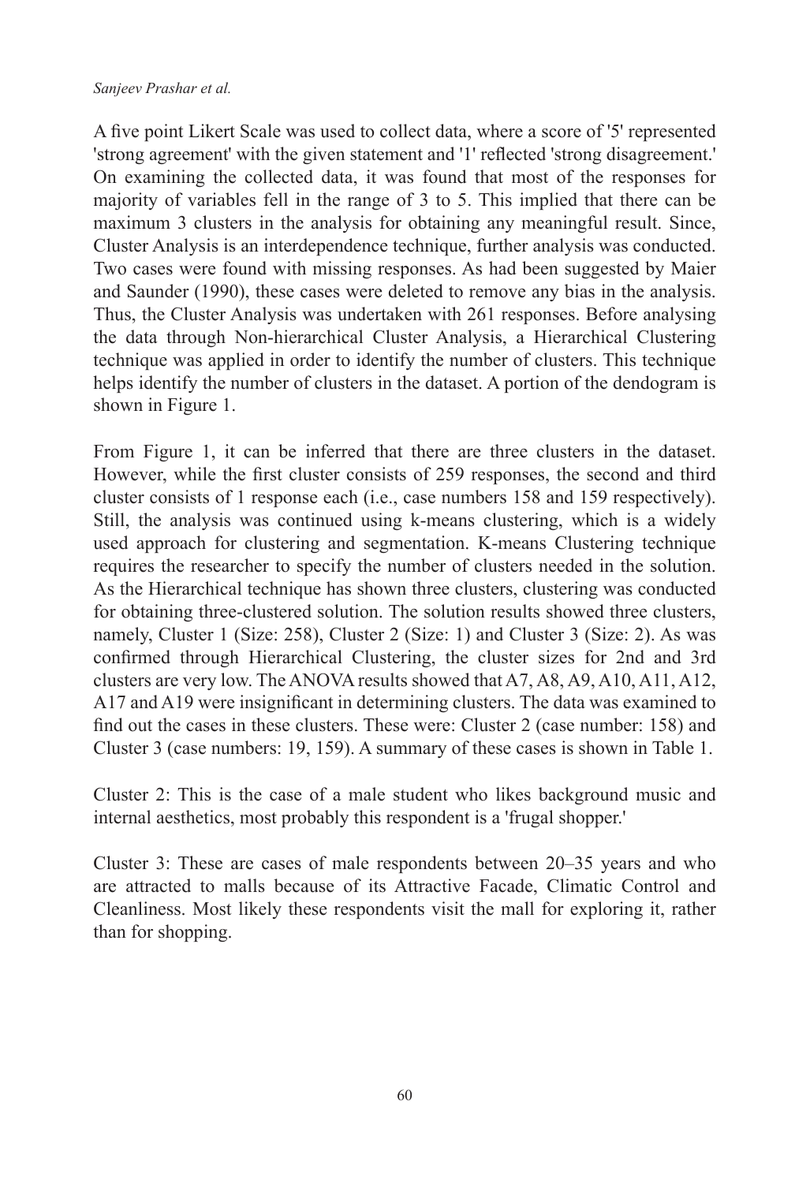A five point Likert Scale was used to collect data, where a score of '5' represented 'strong agreement' with the given statement and '1' reflected 'strong disagreement.' On examining the collected data, it was found that most of the responses for majority of variables fell in the range of 3 to 5. This implied that there can be maximum 3 clusters in the analysis for obtaining any meaningful result. Since, Cluster Analysis is an interdependence technique, further analysis was conducted. Two cases were found with missing responses. As had been suggested by Maier and Saunder (1990), these cases were deleted to remove any bias in the analysis. Thus, the Cluster Analysis was undertaken with 261 responses. Before analysing the data through Non-hierarchical Cluster Analysis, a Hierarchical Clustering technique was applied in order to identify the number of clusters. This technique helps identify the number of clusters in the dataset. A portion of the dendogram is shown in Figure 1.

From Figure 1, it can be inferred that there are three clusters in the dataset. However, while the first cluster consists of 259 responses, the second and third cluster consists of 1 response each (i.e., case numbers 158 and 159 respectively). Still, the analysis was continued using k-means clustering, which is a widely used approach for clustering and segmentation. K-means Clustering technique requires the researcher to specify the number of clusters needed in the solution. As the Hierarchical technique has shown three clusters, clustering was conducted for obtaining three-clustered solution. The solution results showed three clusters, namely, Cluster 1 (Size: 258), Cluster 2 (Size: 1) and Cluster 3 (Size: 2). As was confirmed through Hierarchical Clustering, the cluster sizes for 2nd and 3rd clusters are very low. The ANOVA results showed that A7, A8, A9, A10, A11, A12, A17 and A19 were insignificant in determining clusters. The data was examined to find out the cases in these clusters. These were: Cluster 2 (case number: 158) and Cluster 3 (case numbers: 19, 159). A summary of these cases is shown in Table 1.

Cluster 2: This is the case of a male student who likes background music and internal aesthetics, most probably this respondent is a 'frugal shopper.'

Cluster 3: These are cases of male respondents between 20–35 years and who are attracted to malls because of its Attractive Facade, Climatic Control and Cleanliness. Most likely these respondents visit the mall for exploring it, rather than for shopping.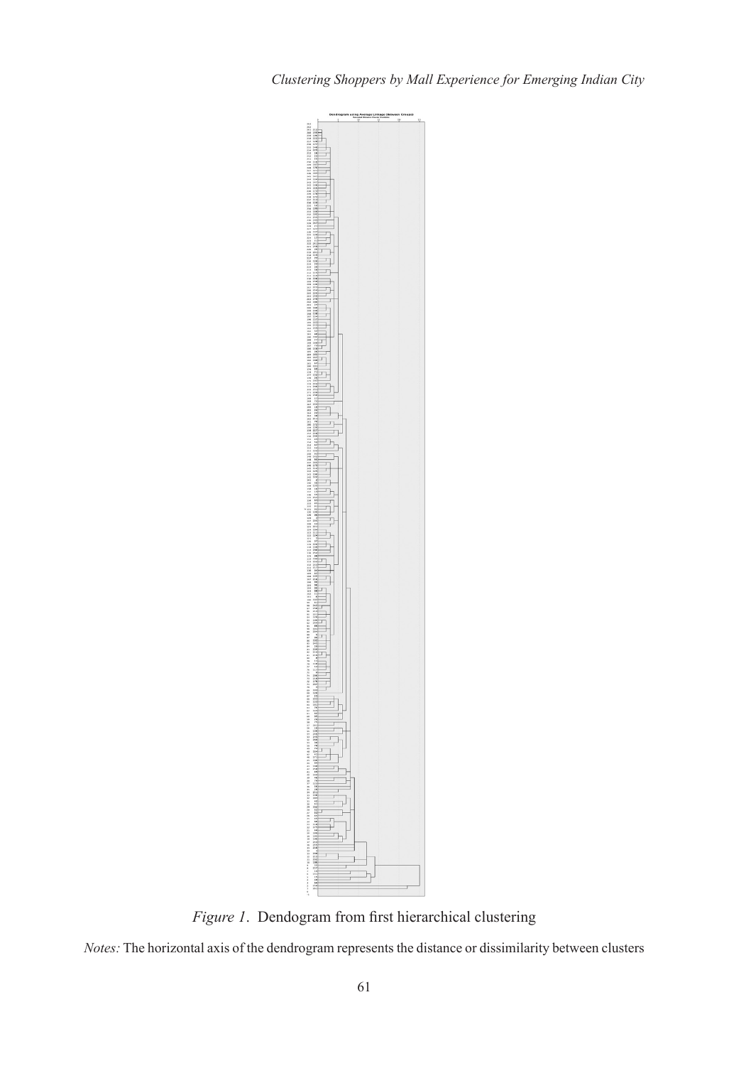*Figure 1*. Dendogram from first hierarchical clustering

*Notes:* The horizontal axis of the dendrogram represents the distance or dissimilarity between clusters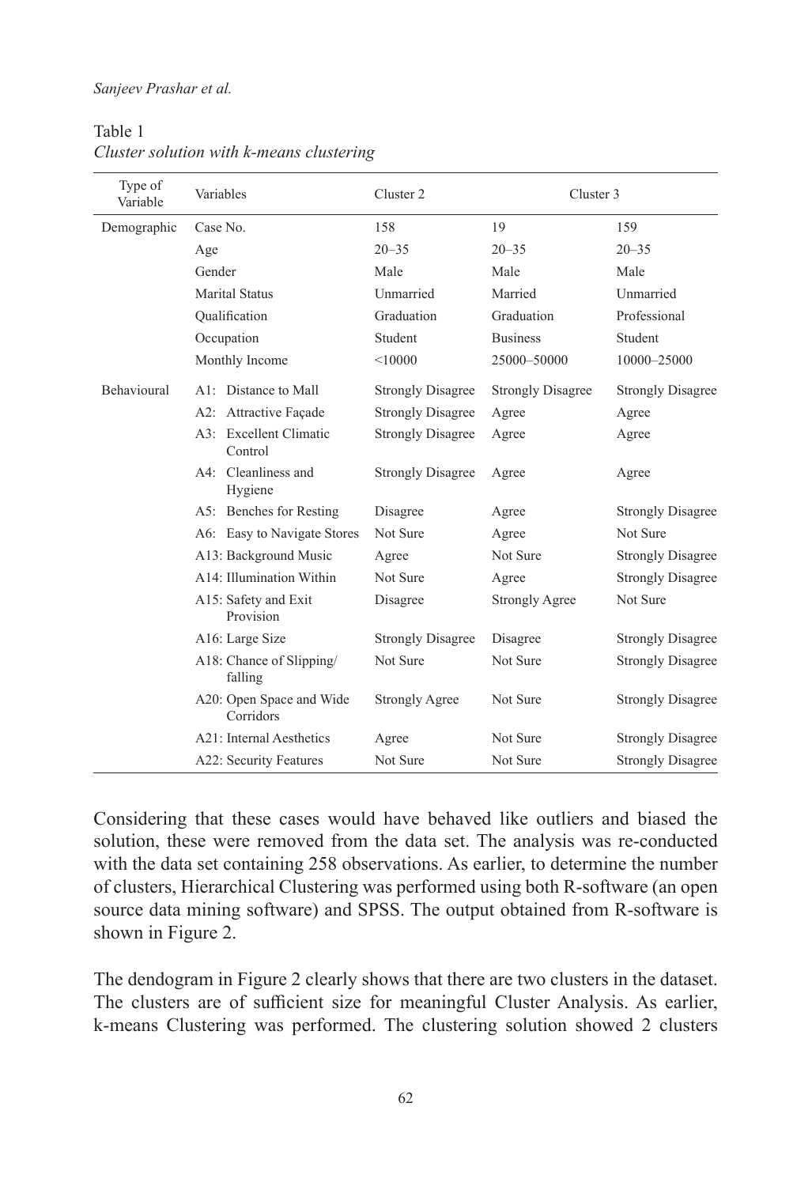Table 1
*Cluster solution with k-means clustering*

| Type of Variable | Variables | Cluster 2 | Cluster 3 | |
|---|---|---|---|---|
| Demographic | Case No. | 158 | 19 | 159 |
| | Age | 20–35 | 20–35 | 20–35 |
| | Gender | Male | Male | Male |
| | Marital Status | Unmarried | Married | Unmarried |
| | Qualification | Graduation | Graduation | Professional |
| | Occupation | Student | Business | Student |
| | Monthly Income | <10000 | 25000–50000 | 10000–25000 |
| Behavioural | A1: Distance to Mall | Strongly Disagree | Strongly Disagree | Strongly Disagree |
| | A2: Attractive Façade | Strongly Disagree | Agree | Agree |
| | A3: Excellent Climatic Control | Strongly Disagree | Agree | Agree |
| | A4: Cleanliness and Hygiene | Strongly Disagree | Agree | Agree |
| | A5: Benches for Resting | Disagree | Agree | Strongly Disagree |
| | A6: Easy to Navigate Stores | Not Sure | Agree | Not Sure |
| | A13: Background Music | Agree | Not Sure | Strongly Disagree |
| | A14: Illumination Within | Not Sure | Agree | Strongly Disagree |
| | A15: Safety and Exit Provision | Disagree | Strongly Agree | Not Sure |
| | A16: Large Size | Strongly Disagree | Disagree | Strongly Disagree |
| | A18: Chance of Slipping/falling | Not Sure | Not Sure | Strongly Disagree |
| | A20: Open Space and Wide Corridors | Strongly Agree | Not Sure | Strongly Disagree |
| | A21: Internal Aesthetics | Agree | Not Sure | Strongly Disagree |
| | A22: Security Features | Not Sure | Not Sure | Strongly Disagree |

Considering that these cases would have behaved like outliers and biased the solution, these were removed from the data set. The analysis was re-conducted with the data set containing 258 observations. As earlier, to determine the number of clusters, Hierarchical Clustering was performed using both R-software (an open source data mining software) and SPSS. The output obtained from R-software is shown in Figure 2.

The dendogram in Figure 2 clearly shows that there are two clusters in the dataset. The clusters are of sufficient size for meaningful Cluster Analysis. As earlier, k-means Clustering was performed. The clustering solution showed 2 clusters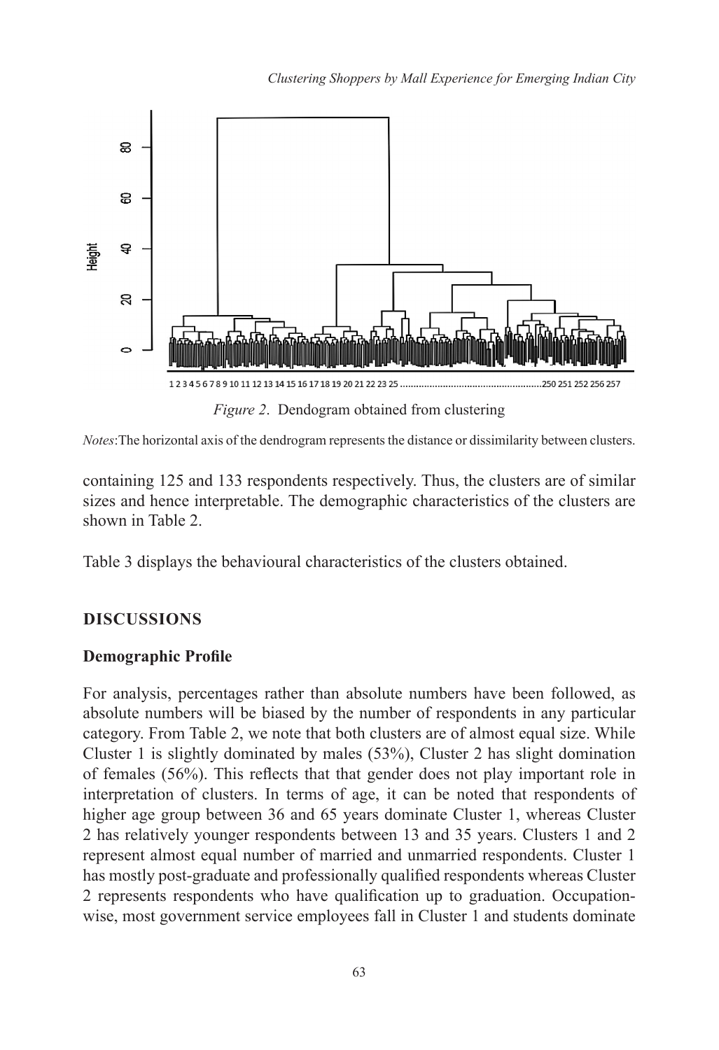*Figure 2*. Dendogram obtained from clustering

*Notes*:The horizontal axis of the dendrogram represents the distance or dissimilarity between clusters.

containing 125 and 133 respondents respectively. Thus, the clusters are of similar sizes and hence interpretable. The demographic characteristics of the clusters are shown in Table 2.

Table 3 displays the behavioural characteristics of the clusters obtained.

## DISCUSSIONS

### Demographic Profile

For analysis, percentages rather than absolute numbers have been followed, as absolute numbers will be biased by the number of respondents in any particular category. From Table 2, we note that both clusters are of almost equal size. While Cluster 1 is slightly dominated by males (53%), Cluster 2 has slight domination of females (56%). This reflects that that gender does not play important role in interpretation of clusters. In terms of age, it can be noted that respondents of higher age group between 36 and 65 years dominate Cluster 1, whereas Cluster 2 has relatively younger respondents between 13 and 35 years. Clusters 1 and 2 represent almost equal number of married and unmarried respondents. Cluster 1 has mostly post-graduate and professionally qualified respondents whereas Cluster 2 represents respondents who have qualification up to graduation. Occupation-wise, most government service employees fall in Cluster 1 and students dominate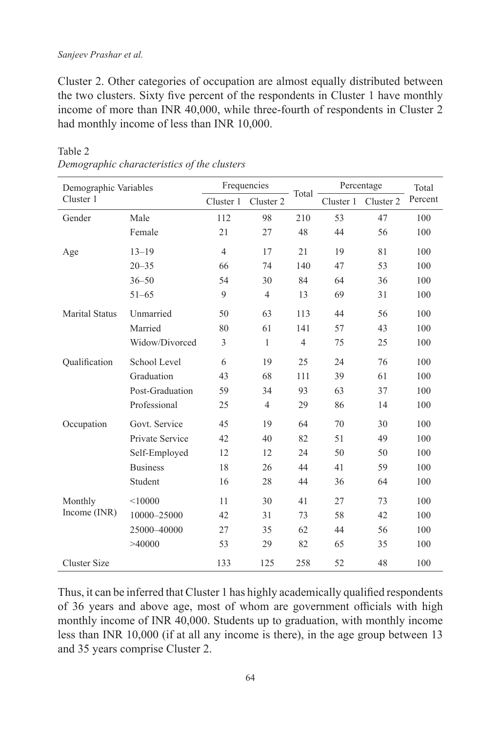Cluster 2. Other categories of occupation are almost equally distributed between the two clusters. Sixty five percent of the respondents in Cluster 1 have monthly income of more than INR 40,000, while three-fourth of respondents in Cluster 2 had monthly income of less than INR 10,000.

Table 2
*Demographic characteristics of the clusters*

| Demographic Variables Cluster 1 | | Frequencies | | Total | Percentage | | Total Percent |
|---|---|---|---|---|---|---|---|
| | | Cluster 1 | Cluster 2 | | Cluster 1 | Cluster 2 | |
| Gender | Male | 112 | 98 | 210 | 53 | 47 | 100 |
| | Female | 21 | 27 | 48 | 44 | 56 | 100 |
| Age | 13–19 | 4 | 17 | 21 | 19 | 81 | 100 |
| | 20–35 | 66 | 74 | 140 | 47 | 53 | 100 |
| | 36–50 | 54 | 30 | 84 | 64 | 36 | 100 |
| | 51–65 | 9 | 4 | 13 | 69 | 31 | 100 |
| Marital Status | Unmarried | 50 | 63 | 113 | 44 | 56 | 100 |
| | Married | 80 | 61 | 141 | 57 | 43 | 100 |
| | Widow/Divorced | 3 | 1 | 4 | 75 | 25 | 100 |
| Qualification | School Level | 6 | 19 | 25 | 24 | 76 | 100 |
| | Graduation | 43 | 68 | 111 | 39 | 61 | 100 |
| | Post-Graduation | 59 | 34 | 93 | 63 | 37 | 100 |
| | Professional | 25 | 4 | 29 | 86 | 14 | 100 |
| Occupation | Govt. Service | 45 | 19 | 64 | 70 | 30 | 100 |
| | Private Service | 42 | 40 | 82 | 51 | 49 | 100 |
| | Self-Employed | 12 | 12 | 24 | 50 | 50 | 100 |
| | Business | 18 | 26 | 44 | 41 | 59 | 100 |
| | Student | 16 | 28 | 44 | 36 | 64 | 100 |
| Monthly Income (INR) | <10000 | 11 | 30 | 41 | 27 | 73 | 100 |
| | 10000–25000 | 42 | 31 | 73 | 58 | 42 | 100 |
| | 25000–40000 | 27 | 35 | 62 | 44 | 56 | 100 |
| | >40000 | 53 | 29 | 82 | 65 | 35 | 100 |
| Cluster Size | | 133 | 125 | 258 | 52 | 48 | 100 |

Thus, it can be inferred that Cluster 1 has highly academically qualified respondents of 36 years and above age, most of whom are government officials with high monthly income of INR 40,000. Students up to graduation, with monthly income less than INR 10,000 (if at all any income is there), in the age group between 13 and 35 years comprise Cluster 2.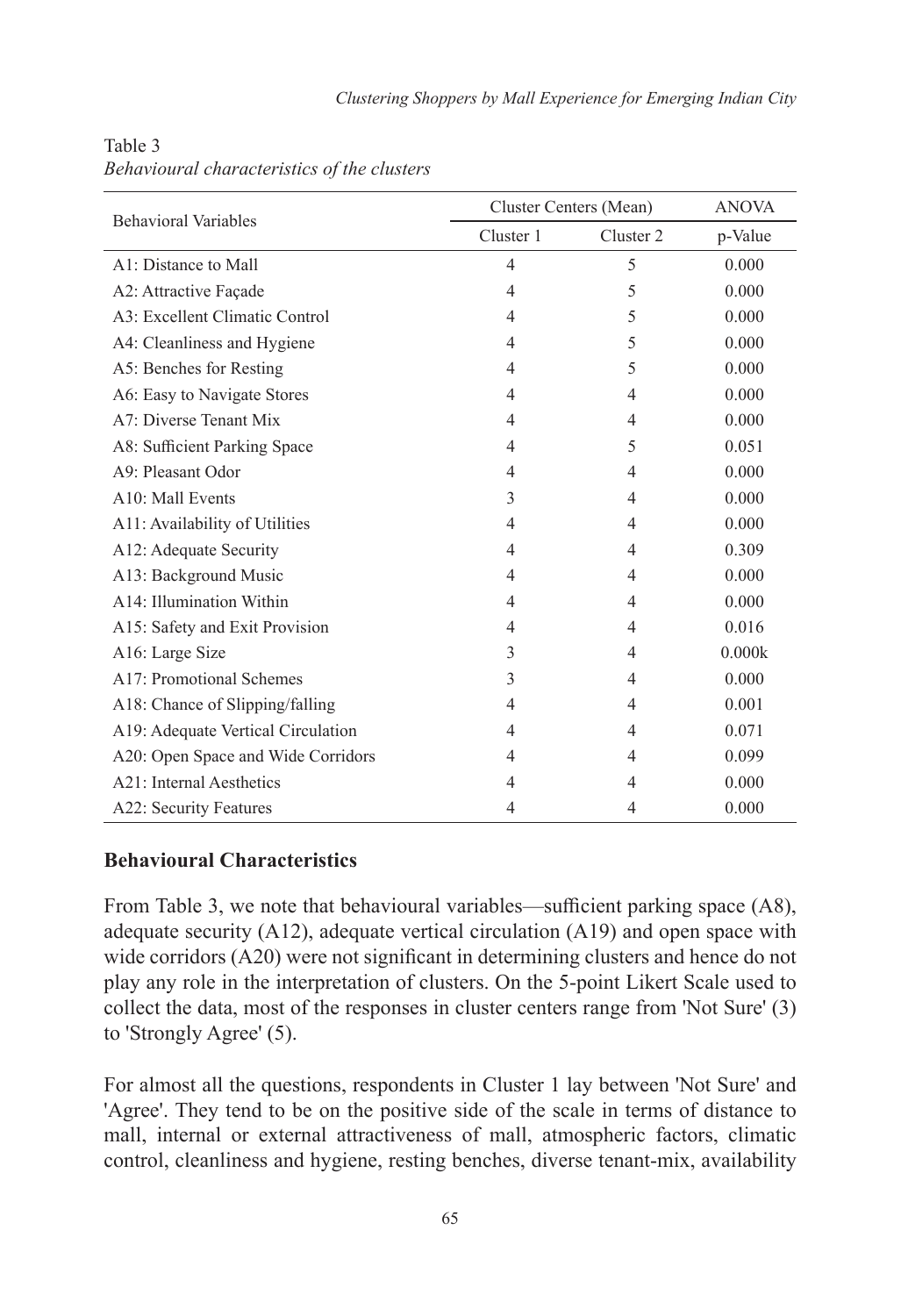Table 3
*Behavioural characteristics of the clusters*

| Behavioral Variables | Cluster Centers (Mean) | | ANOVA |
|---|---|---|---|
| | Cluster 1 | Cluster 2 | p-Value |
| A1: Distance to Mall | 4 | 5 | 0.000 |
| A2: Attractive Façade | 4 | 5 | 0.000 |
| A3: Excellent Climatic Control | 4 | 5 | 0.000 |
| A4: Cleanliness and Hygiene | 4 | 5 | 0.000 |
| A5: Benches for Resting | 4 | 5 | 0.000 |
| A6: Easy to Navigate Stores | 4 | 4 | 0.000 |
| A7: Diverse Tenant Mix | 4 | 4 | 0.000 |
| A8: Sufficient Parking Space | 4 | 5 | 0.051 |
| A9: Pleasant Odor | 4 | 4 | 0.000 |
| A10: Mall Events | 3 | 4 | 0.000 |
| A11: Availability of Utilities | 4 | 4 | 0.000 |
| A12: Adequate Security | 4 | 4 | 0.309 |
| A13: Background Music | 4 | 4 | 0.000 |
| A14: Illumination Within | 4 | 4 | 0.000 |
| A15: Safety and Exit Provision | 4 | 4 | 0.016 |
| A16: Large Size | 3 | 4 | 0.000k |
| A17: Promotional Schemes | 3 | 4 | 0.000 |
| A18: Chance of Slipping/falling | 4 | 4 | 0.001 |
| A19: Adequate Vertical Circulation | 4 | 4 | 0.071 |
| A20: Open Space and Wide Corridors | 4 | 4 | 0.099 |
| A21: Internal Aesthetics | 4 | 4 | 0.000 |
| A22: Security Features | 4 | 4 | 0.000 |

## Behavioural Characteristics

From Table 3, we note that behavioural variables—sufficient parking space (A8), adequate security (A12), adequate vertical circulation (A19) and open space with wide corridors (A20) were not significant in determining clusters and hence do not play any role in the interpretation of clusters. On the 5-point Likert Scale used to collect the data, most of the responses in cluster centers range from 'Not Sure' (3) to 'Strongly Agree' (5).

For almost all the questions, respondents in Cluster 1 lay between 'Not Sure' and 'Agree'. They tend to be on the positive side of the scale in terms of distance to mall, internal or external attractiveness of mall, atmospheric factors, climatic control, cleanliness and hygiene, resting benches, diverse tenant-mix, availability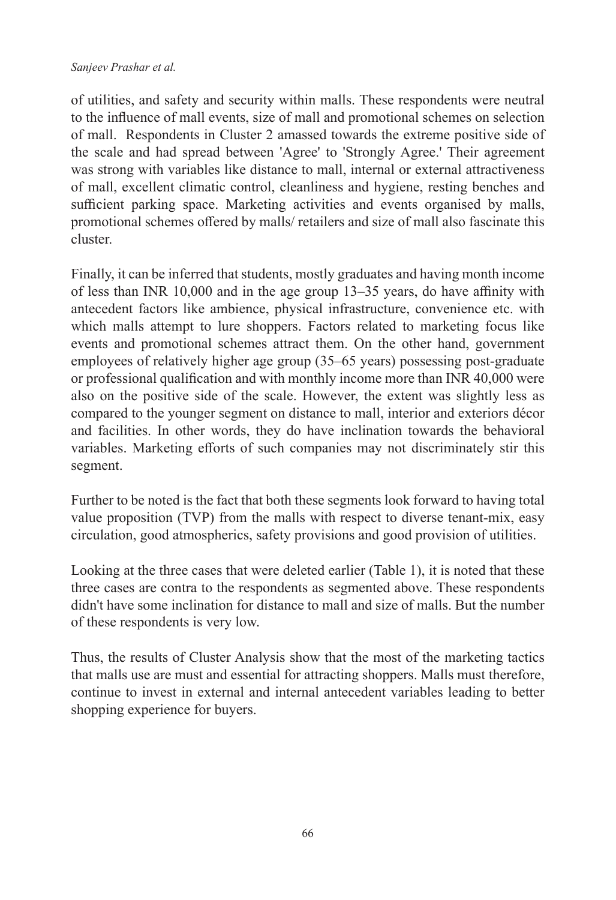of utilities, and safety and security within malls. These respondents were neutral to the influence of mall events, size of mall and promotional schemes on selection of mall. Respondents in Cluster 2 amassed towards the extreme positive side of the scale and had spread between 'Agree' to 'Strongly Agree.' Their agreement was strong with variables like distance to mall, internal or external attractiveness of mall, excellent climatic control, cleanliness and hygiene, resting benches and sufficient parking space. Marketing activities and events organised by malls, promotional schemes offered by malls/ retailers and size of mall also fascinate this cluster.

Finally, it can be inferred that students, mostly graduates and having month income of less than INR 10,000 and in the age group 13–35 years, do have affinity with antecedent factors like ambience, physical infrastructure, convenience etc. with which malls attempt to lure shoppers. Factors related to marketing focus like events and promotional schemes attract them. On the other hand, government employees of relatively higher age group (35–65 years) possessing post-graduate or professional qualification and with monthly income more than INR 40,000 were also on the positive side of the scale. However, the extent was slightly less as compared to the younger segment on distance to mall, interior and exteriors décor and facilities. In other words, they do have inclination towards the behavioral variables. Marketing efforts of such companies may not discriminately stir this segment.

Further to be noted is the fact that both these segments look forward to having total value proposition (TVP) from the malls with respect to diverse tenant-mix, easy circulation, good atmospherics, safety provisions and good provision of utilities.

Looking at the three cases that were deleted earlier (Table 1), it is noted that these three cases are contra to the respondents as segmented above. These respondents didn't have some inclination for distance to mall and size of malls. But the number of these respondents is very low.

Thus, the results of Cluster Analysis show that the most of the marketing tactics that malls use are must and essential for attracting shoppers. Malls must therefore, continue to invest in external and internal antecedent variables leading to better shopping experience for buyers.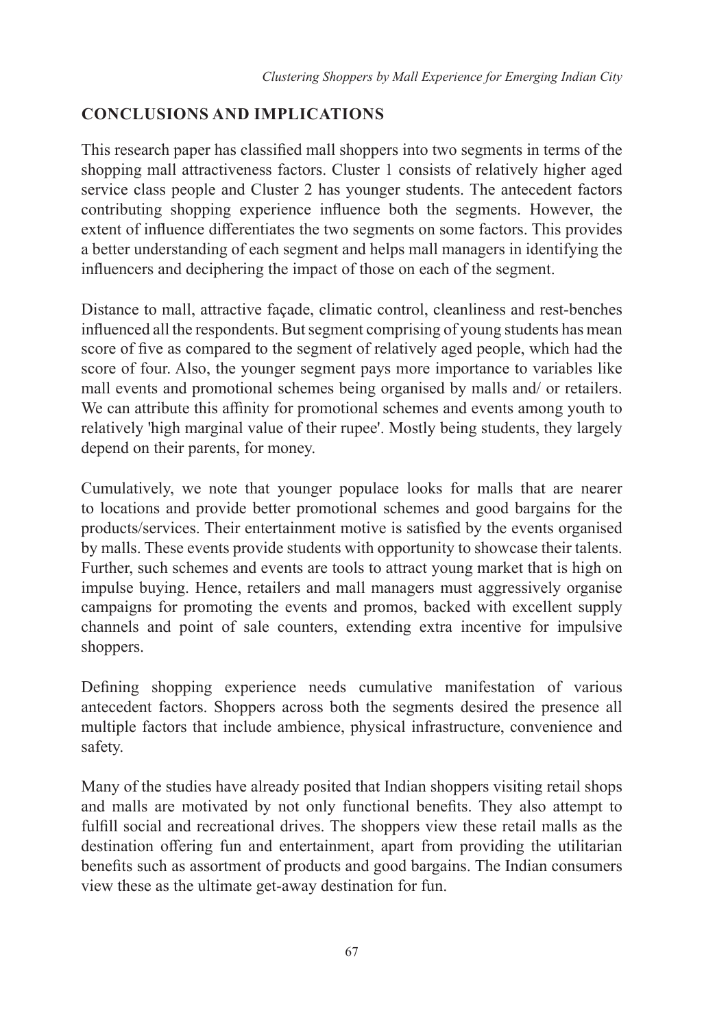## CONCLUSIONS AND IMPLICATIONS

This research paper has classified mall shoppers into two segments in terms of the shopping mall attractiveness factors. Cluster 1 consists of relatively higher aged service class people and Cluster 2 has younger students. The antecedent factors contributing shopping experience influence both the segments. However, the extent of influence differentiates the two segments on some factors. This provides a better understanding of each segment and helps mall managers in identifying the influencers and deciphering the impact of those on each of the segment.

Distance to mall, attractive façade, climatic control, cleanliness and rest-benches influenced all the respondents. But segment comprising of young students has mean score of five as compared to the segment of relatively aged people, which had the score of four. Also, the younger segment pays more importance to variables like mall events and promotional schemes being organised by malls and/ or retailers. We can attribute this affinity for promotional schemes and events among youth to relatively 'high marginal value of their rupee'. Mostly being students, they largely depend on their parents, for money.

Cumulatively, we note that younger populace looks for malls that are nearer to locations and provide better promotional schemes and good bargains for the products/services. Their entertainment motive is satisfied by the events organised by malls. These events provide students with opportunity to showcase their talents. Further, such schemes and events are tools to attract young market that is high on impulse buying. Hence, retailers and mall managers must aggressively organise campaigns for promoting the events and promos, backed with excellent supply channels and point of sale counters, extending extra incentive for impulsive shoppers.

Defining shopping experience needs cumulative manifestation of various antecedent factors. Shoppers across both the segments desired the presence all multiple factors that include ambience, physical infrastructure, convenience and safety.

Many of the studies have already posited that Indian shoppers visiting retail shops and malls are motivated by not only functional benefits. They also attempt to fulfill social and recreational drives. The shoppers view these retail malls as the destination offering fun and entertainment, apart from providing the utilitarian benefits such as assortment of products and good bargains. The Indian consumers view these as the ultimate get-away destination for fun.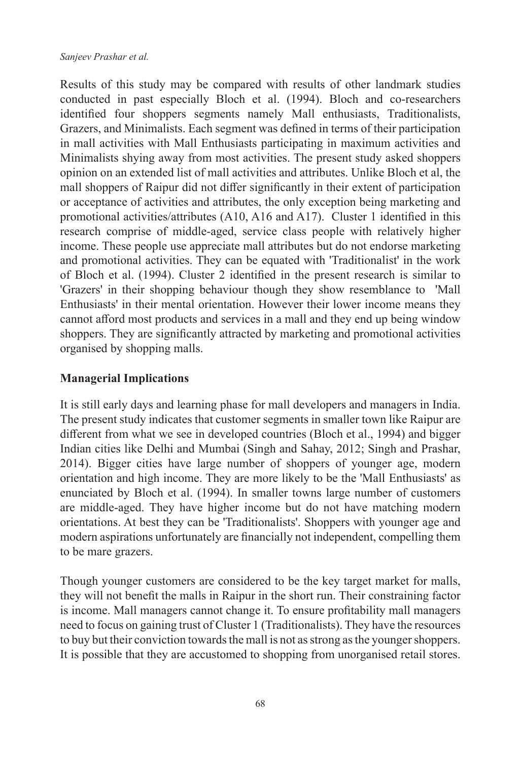Results of this study may be compared with results of other landmark studies conducted in past especially Bloch et al. (1994). Bloch and co-researchers identified four shoppers segments namely Mall enthusiasts, Traditionalists, Grazers, and Minimalists. Each segment was defined in terms of their participation in mall activities with Mall Enthusiasts participating in maximum activities and Minimalists shying away from most activities. The present study asked shoppers opinion on an extended list of mall activities and attributes. Unlike Bloch et al, the mall shoppers of Raipur did not differ significantly in their extent of participation or acceptance of activities and attributes, the only exception being marketing and promotional activities/attributes (A10, A16 and A17). Cluster 1 identified in this research comprise of middle-aged, service class people with relatively higher income. These people use appreciate mall attributes but do not endorse marketing and promotional activities. They can be equated with 'Traditionalist' in the work of Bloch et al. (1994). Cluster 2 identified in the present research is similar to 'Grazers' in their shopping behaviour though they show resemblance to 'Mall Enthusiasts' in their mental orientation. However their lower income means they cannot afford most products and services in a mall and they end up being window shoppers. They are significantly attracted by marketing and promotional activities organised by shopping malls.

## Managerial Implications

It is still early days and learning phase for mall developers and managers in India. The present study indicates that customer segments in smaller town like Raipur are different from what we see in developed countries (Bloch et al., 1994) and bigger Indian cities like Delhi and Mumbai (Singh and Sahay, 2012; Singh and Prashar, 2014). Bigger cities have large number of shoppers of younger age, modern orientation and high income. They are more likely to be the 'Mall Enthusiasts' as enunciated by Bloch et al. (1994). In smaller towns large number of customers are middle-aged. They have higher income but do not have matching modern orientations. At best they can be 'Traditionalists'. Shoppers with younger age and modern aspirations unfortunately are financially not independent, compelling them to be mare grazers.

Though younger customers are considered to be the key target market for malls, they will not benefit the malls in Raipur in the short run. Their constraining factor is income. Mall managers cannot change it. To ensure profitability mall managers need to focus on gaining trust of Cluster 1 (Traditionalists). They have the resources to buy but their conviction towards the mall is not as strong as the younger shoppers. It is possible that they are accustomed to shopping from unorganised retail stores.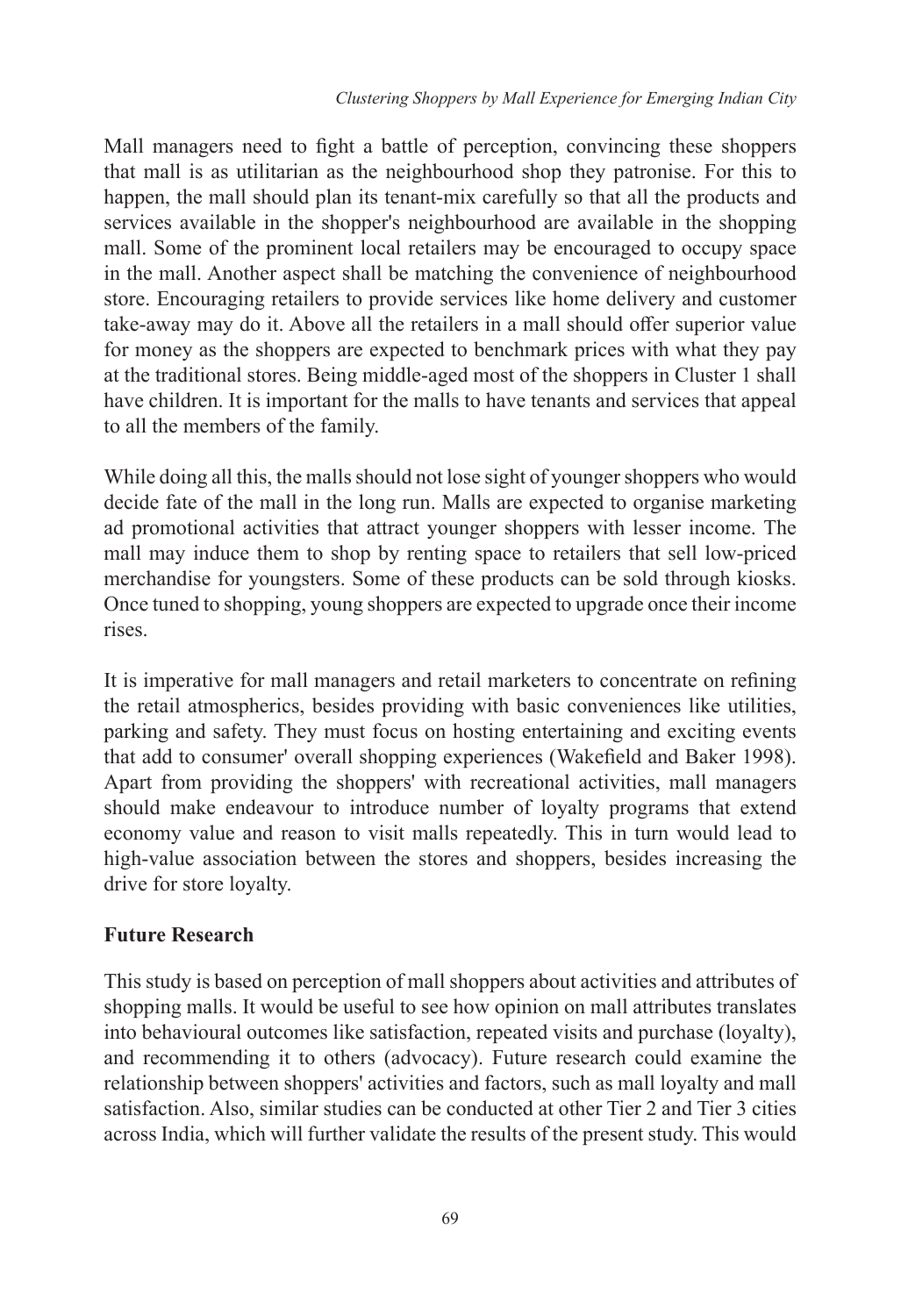Mall managers need to fight a battle of perception, convincing these shoppers that mall is as utilitarian as the neighbourhood shop they patronise. For this to happen, the mall should plan its tenant-mix carefully so that all the products and services available in the shopper's neighbourhood are available in the shopping mall. Some of the prominent local retailers may be encouraged to occupy space in the mall. Another aspect shall be matching the convenience of neighbourhood store. Encouraging retailers to provide services like home delivery and customer take-away may do it. Above all the retailers in a mall should offer superior value for money as the shoppers are expected to benchmark prices with what they pay at the traditional stores. Being middle-aged most of the shoppers in Cluster 1 shall have children. It is important for the malls to have tenants and services that appeal to all the members of the family.

While doing all this, the malls should not lose sight of younger shoppers who would decide fate of the mall in the long run. Malls are expected to organise marketing ad promotional activities that attract younger shoppers with lesser income. The mall may induce them to shop by renting space to retailers that sell low-priced merchandise for youngsters. Some of these products can be sold through kiosks. Once tuned to shopping, young shoppers are expected to upgrade once their income rises.

It is imperative for mall managers and retail marketers to concentrate on refining the retail atmospherics, besides providing with basic conveniences like utilities, parking and safety. They must focus on hosting entertaining and exciting events that add to consumer' overall shopping experiences (Wakefield and Baker 1998). Apart from providing the shoppers' with recreational activities, mall managers should make endeavour to introduce number of loyalty programs that extend economy value and reason to visit malls repeatedly. This in turn would lead to high-value association between the stores and shoppers, besides increasing the drive for store loyalty.

## Future Research

This study is based on perception of mall shoppers about activities and attributes of shopping malls. It would be useful to see how opinion on mall attributes translates into behavioural outcomes like satisfaction, repeated visits and purchase (loyalty), and recommending it to others (advocacy). Future research could examine the relationship between shoppers' activities and factors, such as mall loyalty and mall satisfaction. Also, similar studies can be conducted at other Tier 2 and Tier 3 cities across India, which will further validate the results of the present study. This would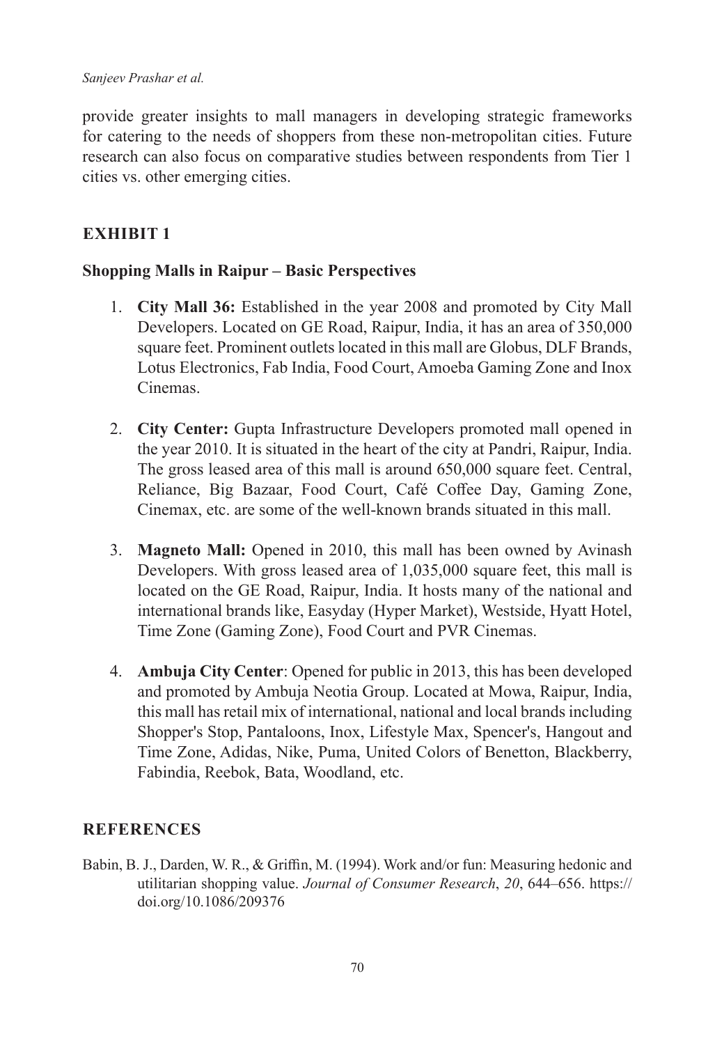provide greater insights to mall managers in developing strategic frameworks for catering to the needs of shoppers from these non-metropolitan cities. Future research can also focus on comparative studies between respondents from Tier 1 cities vs. other emerging cities.

## EXHIBIT 1

### Shopping Malls in Raipur – Basic Perspectives

1. **City Mall 36:** Established in the year 2008 and promoted by City Mall Developers. Located on GE Road, Raipur, India, it has an area of 350,000 square feet. Prominent outlets located in this mall are Globus, DLF Brands, Lotus Electronics, Fab India, Food Court, Amoeba Gaming Zone and Inox Cinemas.

2. **City Center:** Gupta Infrastructure Developers promoted mall opened in the year 2010. It is situated in the heart of the city at Pandri, Raipur, India. The gross leased area of this mall is around 650,000 square feet. Central, Reliance, Big Bazaar, Food Court, Café Coffee Day, Gaming Zone, Cinemax, etc. are some of the well-known brands situated in this mall.

3. **Magneto Mall:** Opened in 2010, this mall has been owned by Avinash Developers. With gross leased area of 1,035,000 square feet, this mall is located on the GE Road, Raipur, India. It hosts many of the national and international brands like, Easyday (Hyper Market), Westside, Hyatt Hotel, Time Zone (Gaming Zone), Food Court and PVR Cinemas.

4. **Ambuja City Center**: Opened for public in 2013, this has been developed and promoted by Ambuja Neotia Group. Located at Mowa, Raipur, India, this mall has retail mix of international, national and local brands including Shopper's Stop, Pantaloons, Inox, Lifestyle Max, Spencer's, Hangout and Time Zone, Adidas, Nike, Puma, United Colors of Benetton, Blackberry, Fabindia, Reebok, Bata, Woodland, etc.

## REFERENCES

Babin, B. J., Darden, W. R., & Griffin, M. (1994). Work and/or fun: Measuring hedonic and utilitarian shopping value. *Journal of Consumer Research*, *20*, 644–656. https://doi.org/10.1086/209376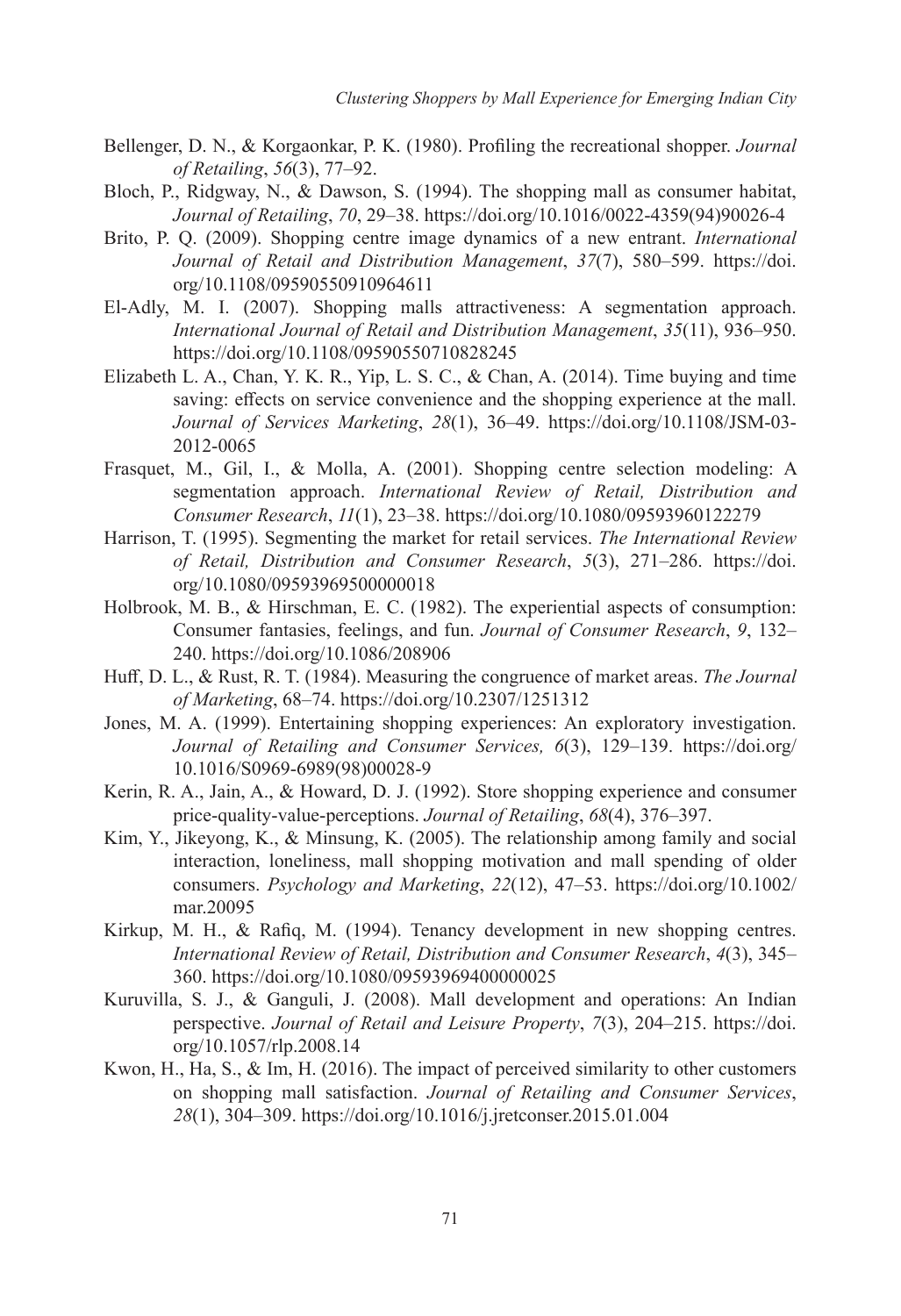Bellenger, D. N., & Korgaonkar, P. K. (1980). Profiling the recreational shopper. *Journal of Retailing*, *56*(3), 77–92.

Bloch, P., Ridgway, N., & Dawson, S. (1994). The shopping mall as consumer habitat, *Journal of Retailing*, *70*, 29–38. https://doi.org/10.1016/0022-4359(94)90026-4

Brito, P. Q. (2009). Shopping centre image dynamics of a new entrant. *International Journal of Retail and Distribution Management*, *37*(7), 580–599. https://doi.org/10.1108/09590550910964611

El-Adly, M. I. (2007). Shopping malls attractiveness: A segmentation approach. *International Journal of Retail and Distribution Management*, *35*(11), 936–950. https://doi.org/10.1108/09590550710828245

Elizabeth L. A., Chan, Y. K. R., Yip, L. S. C., & Chan, A. (2014). Time buying and time saving: effects on service convenience and the shopping experience at the mall. *Journal of Services Marketing*, *28*(1), 36–49. https://doi.org/10.1108/JSM-03-2012-0065

Frasquet, M., Gil, I., & Molla, A. (2001). Shopping centre selection modeling: A segmentation approach. *International Review of Retail, Distribution and Consumer Research*, *11*(1), 23–38. https://doi.org/10.1080/09593960122279

Harrison, T. (1995). Segmenting the market for retail services. *The International Review of Retail, Distribution and Consumer Research*, *5*(3), 271–286. https://doi.org/10.1080/09593969500000018

Holbrook, M. B., & Hirschman, E. C. (1982). The experiential aspects of consumption: Consumer fantasies, feelings, and fun. *Journal of Consumer Research*, *9*, 132–240. https://doi.org/10.1086/208906

Huff, D. L., & Rust, R. T. (1984). Measuring the congruence of market areas. *The Journal of Marketing*, 68–74. https://doi.org/10.2307/1251312

Jones, M. A. (1999). Entertaining shopping experiences: An exploratory investigation. *Journal of Retailing and Consumer Services, 6*(3), 129–139. https://doi.org/10.1016/S0969-6989(98)00028-9

Kerin, R. A., Jain, A., & Howard, D. J. (1992). Store shopping experience and consumer price-quality-value-perceptions. *Journal of Retailing*, *68*(4), 376–397.

Kim, Y., Jikeyong, K., & Minsung, K. (2005). The relationship among family and social interaction, loneliness, mall shopping motivation and mall spending of older consumers. *Psychology and Marketing*, *22*(12), 47–53. https://doi.org/10.1002/mar.20095

Kirkup, M. H., & Rafiq, M. (1994). Tenancy development in new shopping centres. *International Review of Retail, Distribution and Consumer Research*, *4*(3), 345–360. https://doi.org/10.1080/09593969400000025

Kuruvilla, S. J., & Ganguli, J. (2008). Mall development and operations: An Indian perspective. *Journal of Retail and Leisure Property*, *7*(3), 204–215. https://doi.org/10.1057/rlp.2008.14

Kwon, H., Ha, S., & Im, H. (2016). The impact of perceived similarity to other customers on shopping mall satisfaction. *Journal of Retailing and Consumer Services*, *28*(1), 304–309. https://doi.org/10.1016/j.jretconser.2015.01.004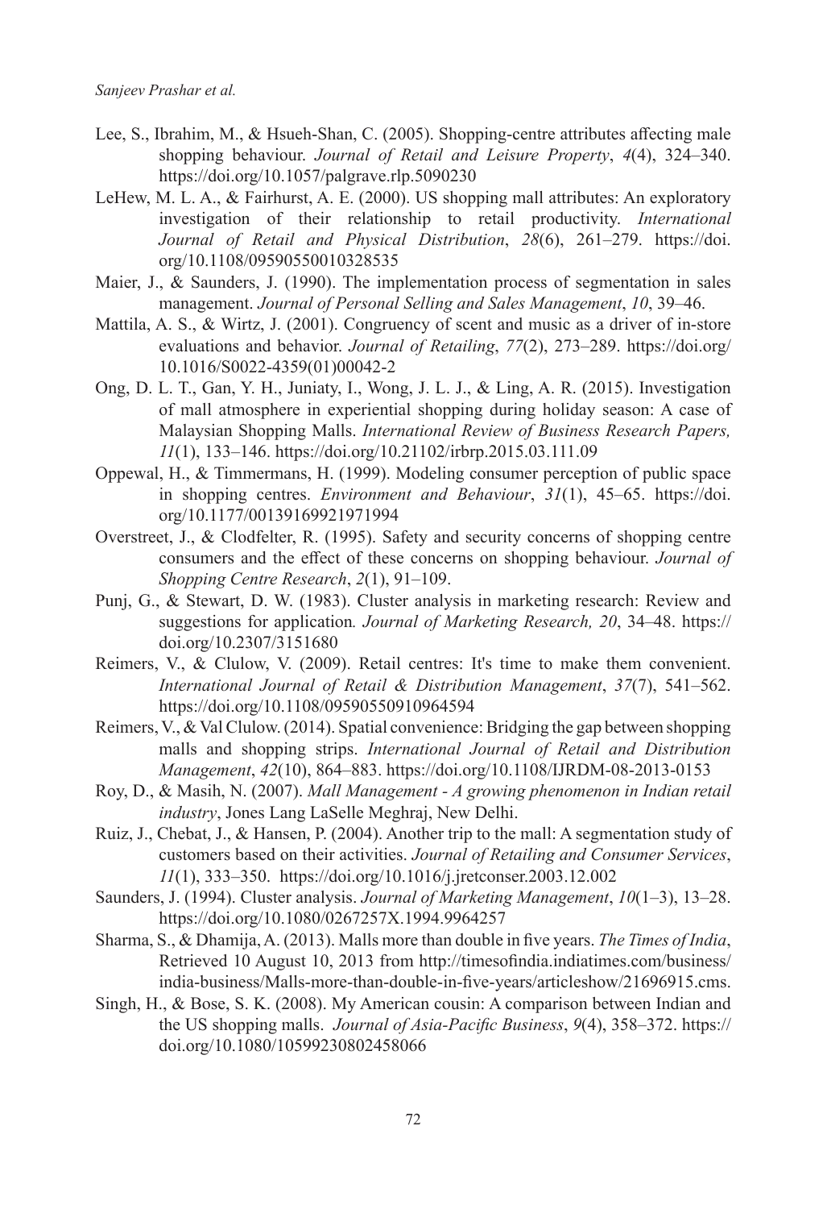Lee, S., Ibrahim, M., & Hsueh-Shan, C. (2005). Shopping-centre attributes affecting male shopping behaviour. *Journal of Retail and Leisure Property*, *4*(4), 324–340. https://doi.org/10.1057/palgrave.rlp.5090230

LeHew, M. L. A., & Fairhurst, A. E. (2000). US shopping mall attributes: An exploratory investigation of their relationship to retail productivity. *International Journal of Retail and Physical Distribution*, *28*(6), 261–279. https://doi.org/10.1108/09590550010328535

Maier, J., & Saunders, J. (1990). The implementation process of segmentation in sales management. *Journal of Personal Selling and Sales Management*, *10*, 39–46.

Mattila, A. S., & Wirtz, J. (2001). Congruency of scent and music as a driver of in-store evaluations and behavior. *Journal of Retailing*, *77*(2), 273–289. https://doi.org/10.1016/S0022-4359(01)00042-2

Ong, D. L. T., Gan, Y. H., Juniaty, I., Wong, J. L. J., & Ling, A. R. (2015). Investigation of mall atmosphere in experiential shopping during holiday season: A case of Malaysian Shopping Malls. *International Review of Business Research Papers, 11*(1), 133–146. https://doi.org/10.21102/irbrp.2015.03.111.09

Oppewal, H., & Timmermans, H. (1999). Modeling consumer perception of public space in shopping centres. *Environment and Behaviour*, *31*(1), 45–65. https://doi.org/10.1177/00139169921971994

Overstreet, J., & Clodfelter, R. (1995). Safety and security concerns of shopping centre consumers and the effect of these concerns on shopping behaviour. *Journal of Shopping Centre Research*, *2*(1), 91–109.

Punj, G., & Stewart, D. W. (1983). Cluster analysis in marketing research: Review and suggestions for application*. Journal of Marketing Research, 20*, 34–48. https://doi.org/10.2307/3151680

Reimers, V., & Clulow, V. (2009). Retail centres: It's time to make them convenient. *International Journal of Retail & Distribution Management*, *37*(7), 541–562. https://doi.org/10.1108/09590550910964594

Reimers, V., & Val Clulow. (2014). Spatial convenience: Bridging the gap between shopping malls and shopping strips. *International Journal of Retail and Distribution Management*, *42*(10), 864–883. https://doi.org/10.1108/IJRDM-08-2013-0153

Roy, D., & Masih, N. (2007). *Mall Management - A growing phenomenon in Indian retail industry*, Jones Lang LaSelle Meghraj, New Delhi.

Ruiz, J., Chebat, J., & Hansen, P. (2004). Another trip to the mall: A segmentation study of customers based on their activities. *Journal of Retailing and Consumer Services*, *11*(1), 333–350. https://doi.org/10.1016/j.jretconser.2003.12.002

Saunders, J. (1994). Cluster analysis. *Journal of Marketing Management*, *10*(1–3), 13–28. https://doi.org/10.1080/0267257X.1994.9964257

Sharma, S., & Dhamija, A. (2013). Malls more than double in five years. *The Times of India*, Retrieved 10 August 10, 2013 from http://timesofindia.indiatimes.com/business/india-business/Malls-more-than-double-in-five-years/articleshow/21696915.cms.

Singh, H., & Bose, S. K. (2008). My American cousin: A comparison between Indian and the US shopping malls. *Journal of Asia-Pacific Business*, *9*(4), 358–372. https://doi.org/10.1080/10599230802458066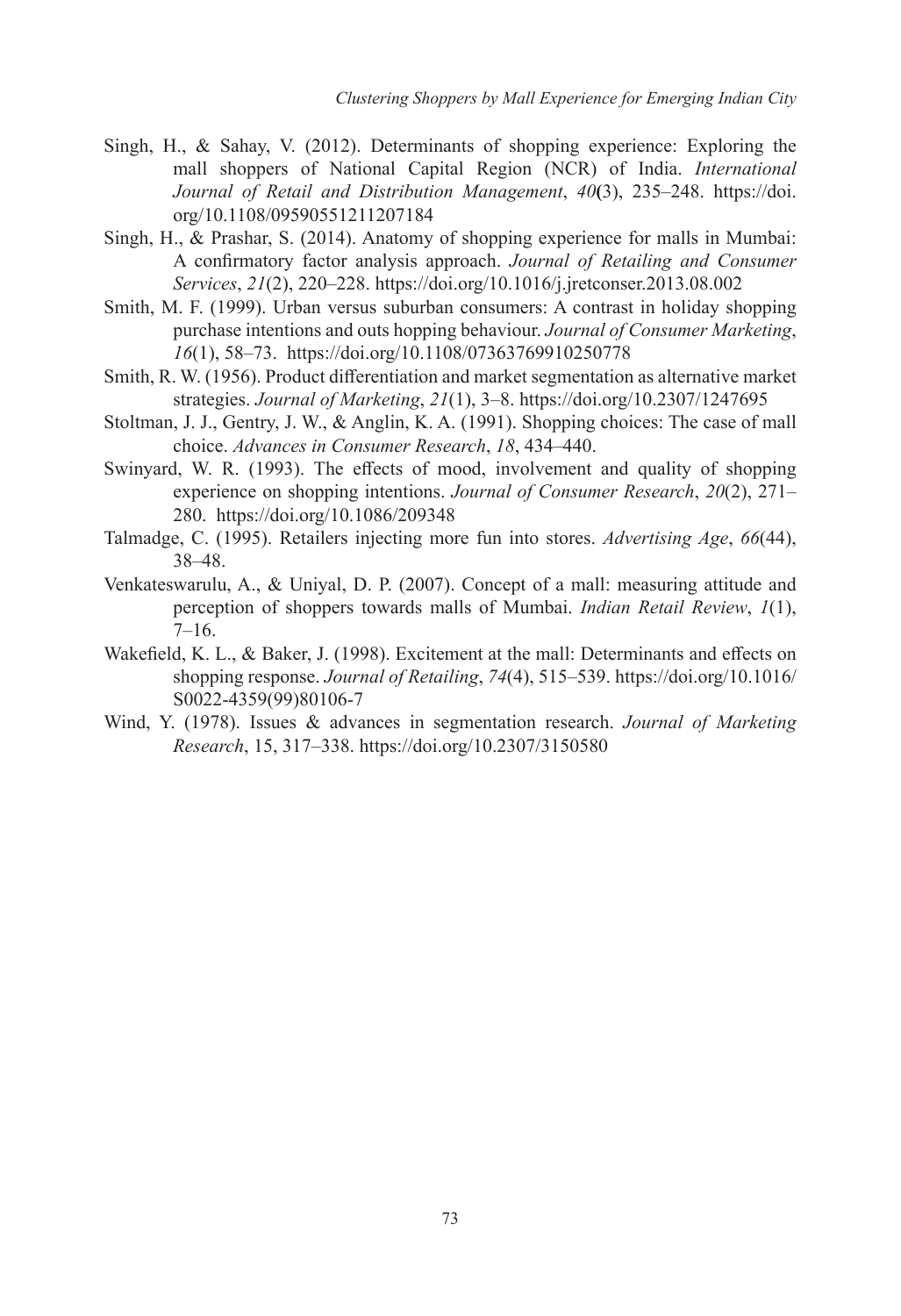Singh, H., & Sahay, V. (2012). Determinants of shopping experience: Exploring the mall shoppers of National Capital Region (NCR) of India. *International Journal of Retail and Distribution Management*, *40***(**3), 235–248. https://doi.org/10.1108/09590551211207184

Singh, H., & Prashar, S. (2014). Anatomy of shopping experience for malls in Mumbai: A confirmatory factor analysis approach. *Journal of Retailing and Consumer Services*, *21*(2), 220–228. https://doi.org/10.1016/j.jretconser.2013.08.002

Smith, M. F. (1999). Urban versus suburban consumers: A contrast in holiday shopping purchase intentions and outs hopping behaviour. *Journal of Consumer Marketing*, *16*(1), 58–73. https://doi.org/10.1108/07363769910250778

Smith, R. W. (1956). Product differentiation and market segmentation as alternative market strategies. *Journal of Marketing*, *21*(1), 3–8. https://doi.org/10.2307/1247695

Stoltman, J. J., Gentry, J. W., & Anglin, K. A. (1991). Shopping choices: The case of mall choice. *Advances in Consumer Research*, *18*, 434–440.

Swinyard, W. R. (1993). The effects of mood, involvement and quality of shopping experience on shopping intentions. *Journal of Consumer Research*, *20*(2), 271–280. https://doi.org/10.1086/209348

Talmadge, C. (1995). Retailers injecting more fun into stores. *Advertising Age*, *66*(44), 38–48.

Venkateswarulu, A., & Uniyal, D. P. (2007). Concept of a mall: measuring attitude and perception of shoppers towards malls of Mumbai. *Indian Retail Review*, *1*(1), 7–16.

Wakefield, K. L., & Baker, J. (1998). Excitement at the mall: Determinants and effects on shopping response. *Journal of Retailing*, *74*(4), 515–539. https://doi.org/10.1016/S0022-4359(99)80106-7

Wind, Y. (1978). Issues & advances in segmentation research. *Journal of Marketing Research*, 15, 317–338. https://doi.org/10.2307/3150580